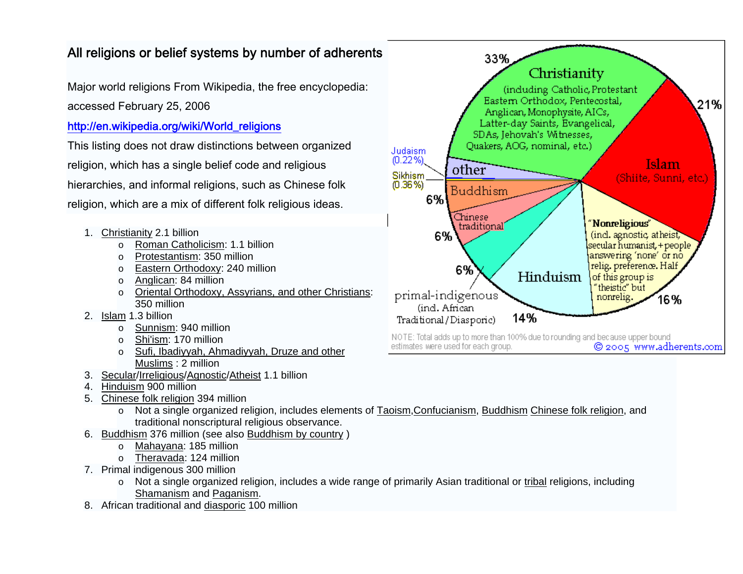## All religions or belief systems by number of adherents

Major world religions From Wikipedia, the free encyclopedia: accessed February 25, 2006

http://en.wikipedia.org/wiki/World_religions

This listing does not draw distinctions between organized religion, which has a single belief code and religious hierarchies, and informal religions, such as Chinese folk religion, which are a mix of different folk religious ideas.

1. Christianity 2.1 billion
   - Roman Catholicism: 1.1 billion
   - Protestantism: 350 million
   - Eastern Orthodoxy: 240 million
   - Anglican: 84 million
   - Oriental Orthodoxy, Assyrians, and other Christians: 350 million
2. Islam 1.3 billion
   - Sunnism: 940 million
   - Shi'ism: 170 million
   - Sufi, Ibadiyyah, Ahmadiyyah, Druze and other Muslims : 2 million
3. Secular/Irreligious/Agnostic/Atheist 1.1 billion
4. Hinduism 900 million
5. Chinese folk religion 394 million
   - Not a single organized religion, includes elements of Taoism,Confucianism, Buddhism Chinese folk religion, and traditional nonscriptural religious observance.
6. Buddhism 376 million (see also Buddhism by country )
   - Mahayana: 185 million
   - Theravada: 124 million
7. Primal indigenous 300 million
   - Not a single organized religion, includes a wide range of primarily Asian traditional or tribal religions, including Shamanism and Paganism.
8. African traditional and diasporic 100 million

33% Christianity (including Catholic, Protestant Eastern Orthodox, Pentecostal, Anglican, Monophysite, AICs, Latter-day Saints, Evangelical, SDAs, Jehovah's Witnesses, Quakers, AOG, nominal, etc.)

21% Islam (Shiite, Sunni, etc.)

16% "Nonreligious" (incl. agnostic, atheist, secular humanist, + people answering 'none' or no relig. preference. Half of this group is "theistic" but nonrelig.

14% Hinduism

6% primal-indigenous (incl. African Traditional/Diasporic)

6% Chinese traditional

6% Buddhism

other — Judaism (0.22%), Sikhism (0.36%)

NOTE: Total adds up to more than 100% due to rounding and because upper bound estimates were used for each group.

© 2005 www.adherents.com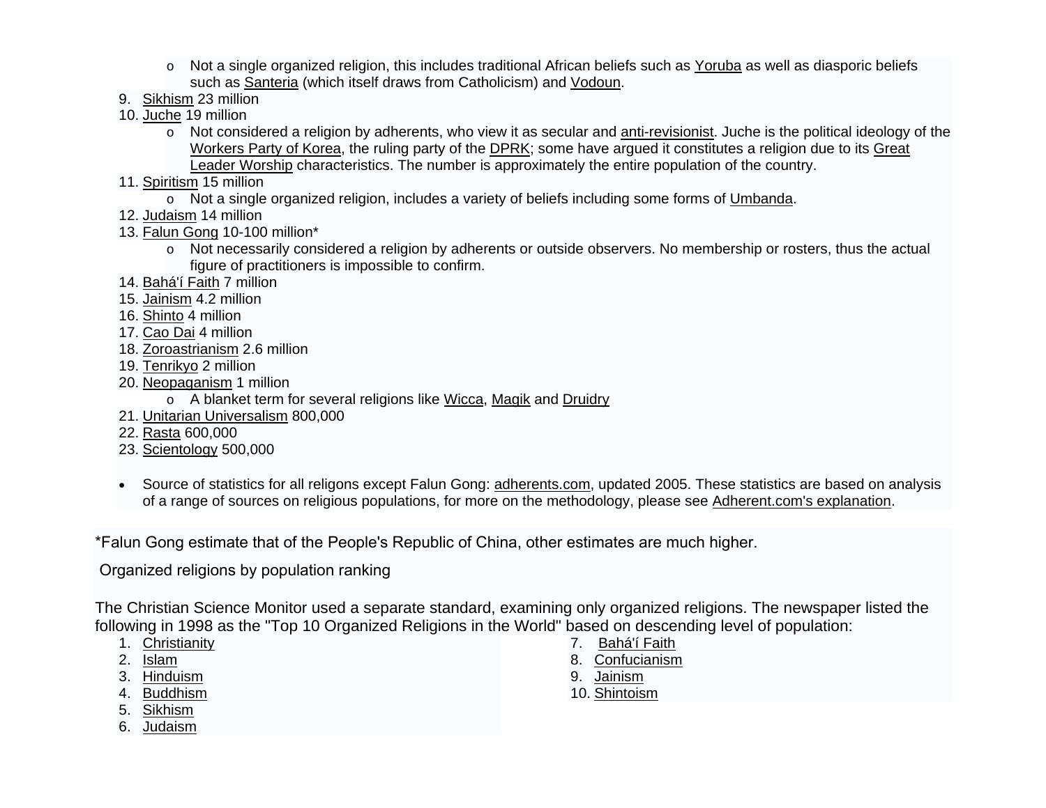- Not a single organized religion, this includes traditional African beliefs such as Yoruba as well as diasporic beliefs such as Santeria (which itself draws from Catholicism) and Vodoun.

9. Sikhism 23 million
10. Juche 19 million
    - Not considered a religion by adherents, who view it as secular and anti-revisionist. Juche is the political ideology of the Workers Party of Korea, the ruling party of the DPRK; some have argued it constitutes a religion due to its Great Leader Worship characteristics. The number is approximately the entire population of the country.
11. Spiritism 15 million
    - Not a single organized religion, includes a variety of beliefs including some forms of Umbanda.
12. Judaism 14 million
13. Falun Gong 10-100 million*
    - Not necessarily considered a religion by adherents or outside observers. No membership or rosters, thus the actual figure of practitioners is impossible to confirm.
14. Bahá'í Faith 7 million
15. Jainism 4.2 million
16. Shinto 4 million
17. Cao Dai 4 million
18. Zoroastrianism 2.6 million
19. Tenrikyo 2 million
20. Neopaganism 1 million
    - A blanket term for several religions like Wicca, Magik and Druidry
21. Unitarian Universalism 800,000
22. Rasta 600,000
23. Scientology 500,000

- Source of statistics for all religons except Falun Gong: adherents.com, updated 2005. These statistics are based on analysis of a range of sources on religious populations, for more on the methodology, please see Adherent.com's explanation.

*Falun Gong estimate that of the People's Republic of China, other estimates are much higher.

Organized religions by population ranking

The Christian Science Monitor used a separate standard, examining only organized religions. The newspaper listed the following in 1998 as the "Top 10 Organized Religions in the World" based on descending level of population:

1. Christianity
2. Islam
3. Hinduism
4. Buddhism
5. Sikhism
6. Judaism
7. Bahá'í Faith
8. Confucianism
9. Jainism
10. Shintoism